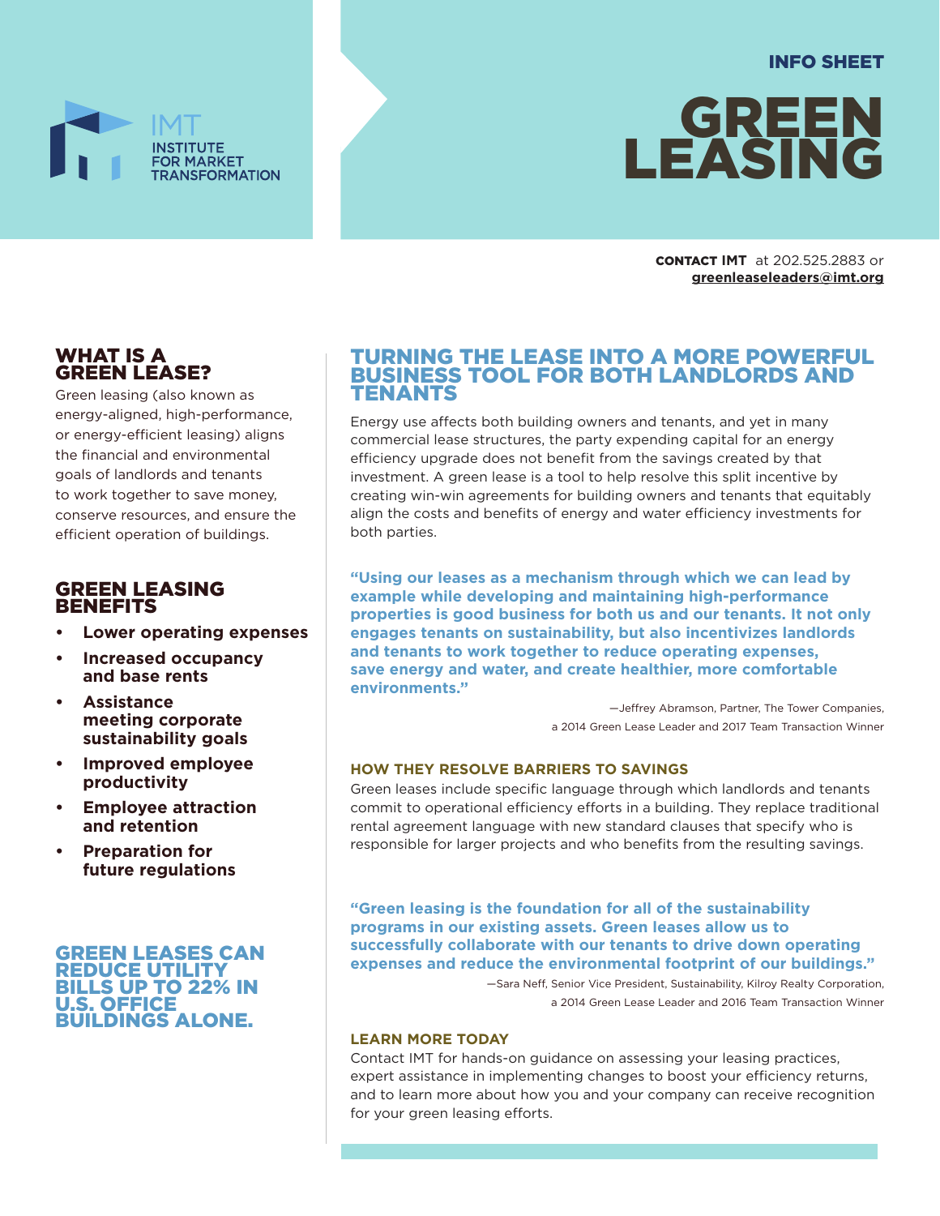IMT
INSTITUTE FOR MARKET TRANSFORMATION

INFO SHEET

# GREEN LEASING

**CONTACT IMT** at 202.525.2883 or **greenleaseleaders@imt.org**

## WHAT IS A GREEN LEASE?

Green leasing (also known as energy-aligned, high-performance, or energy-efficient leasing) aligns the financial and environmental goals of landlords and tenants to work together to save money, conserve resources, and ensure the efficient operation of buildings.

## GREEN LEASING BENEFITS

- **Lower operating expenses**
- **Increased occupancy and base rents**
- **Assistance meeting corporate sustainability goals**
- **Improved employee productivity**
- **Employee attraction and retention**
- **Preparation for future regulations**

**GREEN LEASES CAN REDUCE UTILITY BILLS UP TO 22% IN U.S. OFFICE BUILDINGS ALONE.**

## TURNING THE LEASE INTO A MORE POWERFUL BUSINESS TOOL FOR BOTH LANDLORDS AND TENANTS

Energy use affects both building owners and tenants, and yet in many commercial lease structures, the party expending capital for an energy efficiency upgrade does not benefit from the savings created by that investment. A green lease is a tool to help resolve this split incentive by creating win-win agreements for building owners and tenants that equitably align the costs and benefits of energy and water efficiency investments for both parties.

**"Using our leases as a mechanism through which we can lead by example while developing and maintaining high-performance properties is good business for both us and our tenants. It not only engages tenants on sustainability, but also incentivizes landlords and tenants to work together to reduce operating expenses, save energy and water, and create healthier, more comfortable environments."**

—Jeffrey Abramson, Partner, The Tower Companies, a 2014 Green Lease Leader and 2017 Team Transaction Winner

### HOW THEY RESOLVE BARRIERS TO SAVINGS

Green leases include specific language through which landlords and tenants commit to operational efficiency efforts in a building. They replace traditional rental agreement language with new standard clauses that specify who is responsible for larger projects and who benefits from the resulting savings.

**"Green leasing is the foundation for all of the sustainability programs in our existing assets. Green leases allow us to successfully collaborate with our tenants to drive down operating expenses and reduce the environmental footprint of our buildings."**

—Sara Neff, Senior Vice President, Sustainability, Kilroy Realty Corporation, a 2014 Green Lease Leader and 2016 Team Transaction Winner

### LEARN MORE TODAY

Contact IMT for hands-on guidance on assessing your leasing practices, expert assistance in implementing changes to boost your efficiency returns, and to learn more about how you and your company can receive recognition for your green leasing efforts.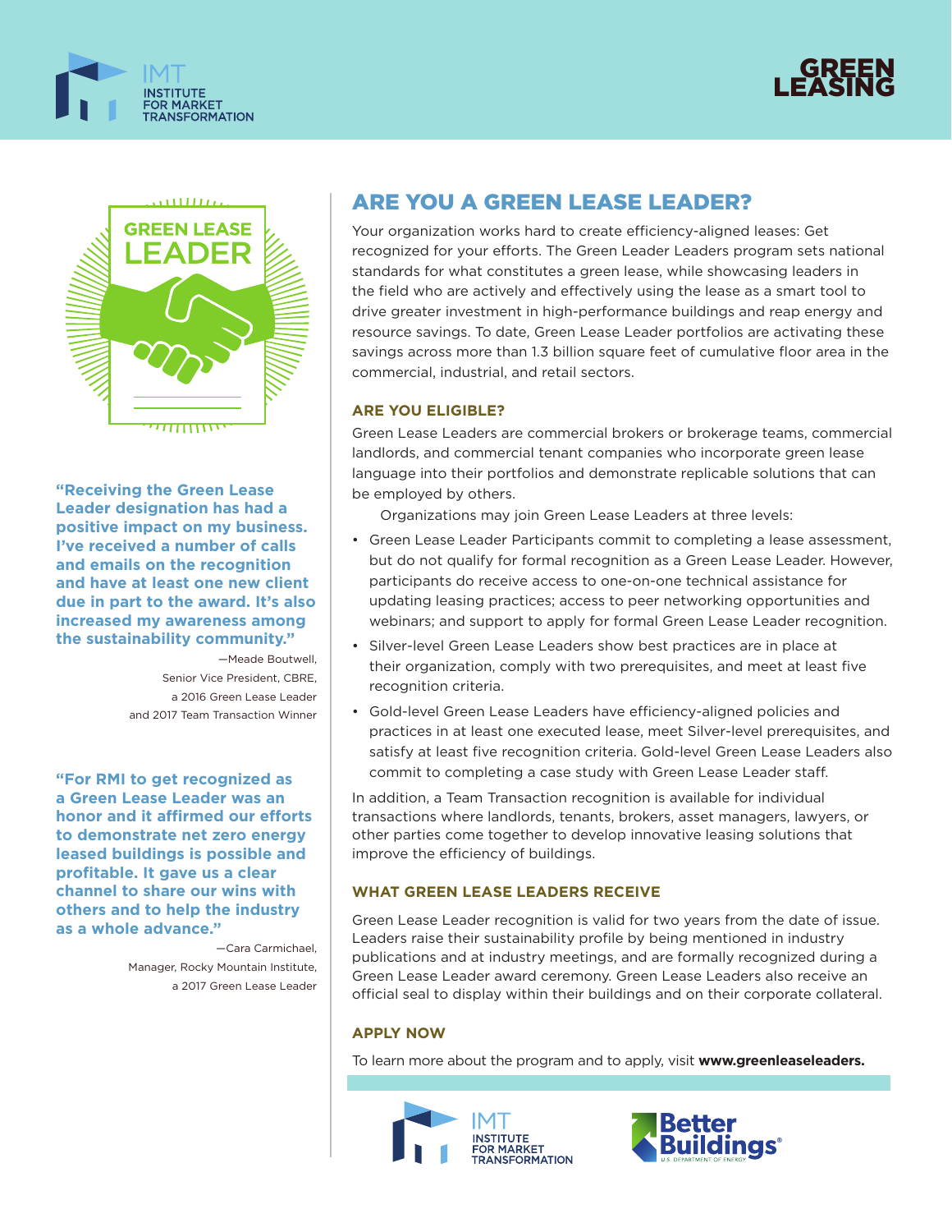# ARE YOU A GREEN LEASE LEADER?

Your organization works hard to create efficiency-aligned leases: Get recognized for your efforts. The Green Leader Leaders program sets national standards for what constitutes a green lease, while showcasing leaders in the field who are actively and effectively using the lease as a smart tool to drive greater investment in high-performance buildings and reap energy and resource savings. To date, Green Lease Leader portfolios are activating these savings across more than 1.3 billion square feet of cumulative floor area in the commercial, industrial, and retail sectors.

### ARE YOU ELIGIBLE?

Green Lease Leaders are commercial brokers or brokerage teams, commercial landlords, and commercial tenant companies who incorporate green lease language into their portfolios and demonstrate replicable solutions that can be employed by others.

Organizations may join Green Lease Leaders at three levels:

- Green Lease Leader Participants commit to completing a lease assessment, but do not qualify for formal recognition as a Green Lease Leader. However, participants do receive access to one-on-one technical assistance for updating leasing practices; access to peer networking opportunities and webinars; and support to apply for formal Green Lease Leader recognition.
- Silver-level Green Lease Leaders show best practices are in place at their organization, comply with two prerequisites, and meet at least five recognition criteria.
- Gold-level Green Lease Leaders have efficiency-aligned policies and practices in at least one executed lease, meet Silver-level prerequisites, and satisfy at least five recognition criteria. Gold-level Green Lease Leaders also commit to completing a case study with Green Lease Leader staff.

In addition, a Team Transaction recognition is available for individual transactions where landlords, tenants, brokers, asset managers, lawyers, or other parties come together to develop innovative leasing solutions that improve the efficiency of buildings.

### WHAT GREEN LEASE LEADERS RECEIVE

Green Lease Leader recognition is valid for two years from the date of issue. Leaders raise their sustainability profile by being mentioned in industry publications and at industry meetings, and are formally recognized during a Green Lease Leader award ceremony. Green Lease Leaders also receive an official seal to display within their buildings and on their corporate collateral.

### APPLY NOW

To learn more about the program and to apply, visit **www.greenleaseleaders.**

**"Receiving the Green Lease Leader designation has had a positive impact on my business. I've received a number of calls and emails on the recognition and have at least one new client due in part to the award. It's also increased my awareness among the sustainability community."**

—Meade Boutwell, Senior Vice President, CBRE, a 2016 Green Lease Leader and 2017 Team Transaction Winner

**"For RMI to get recognized as a Green Lease Leader was an honor and it affirmed our efforts to demonstrate net zero energy leased buildings is possible and profitable. It gave us a clear channel to share our wins with others and to help the industry as a whole advance."**

—Cara Carmichael, Manager, Rocky Mountain Institute, a 2017 Green Lease Leader